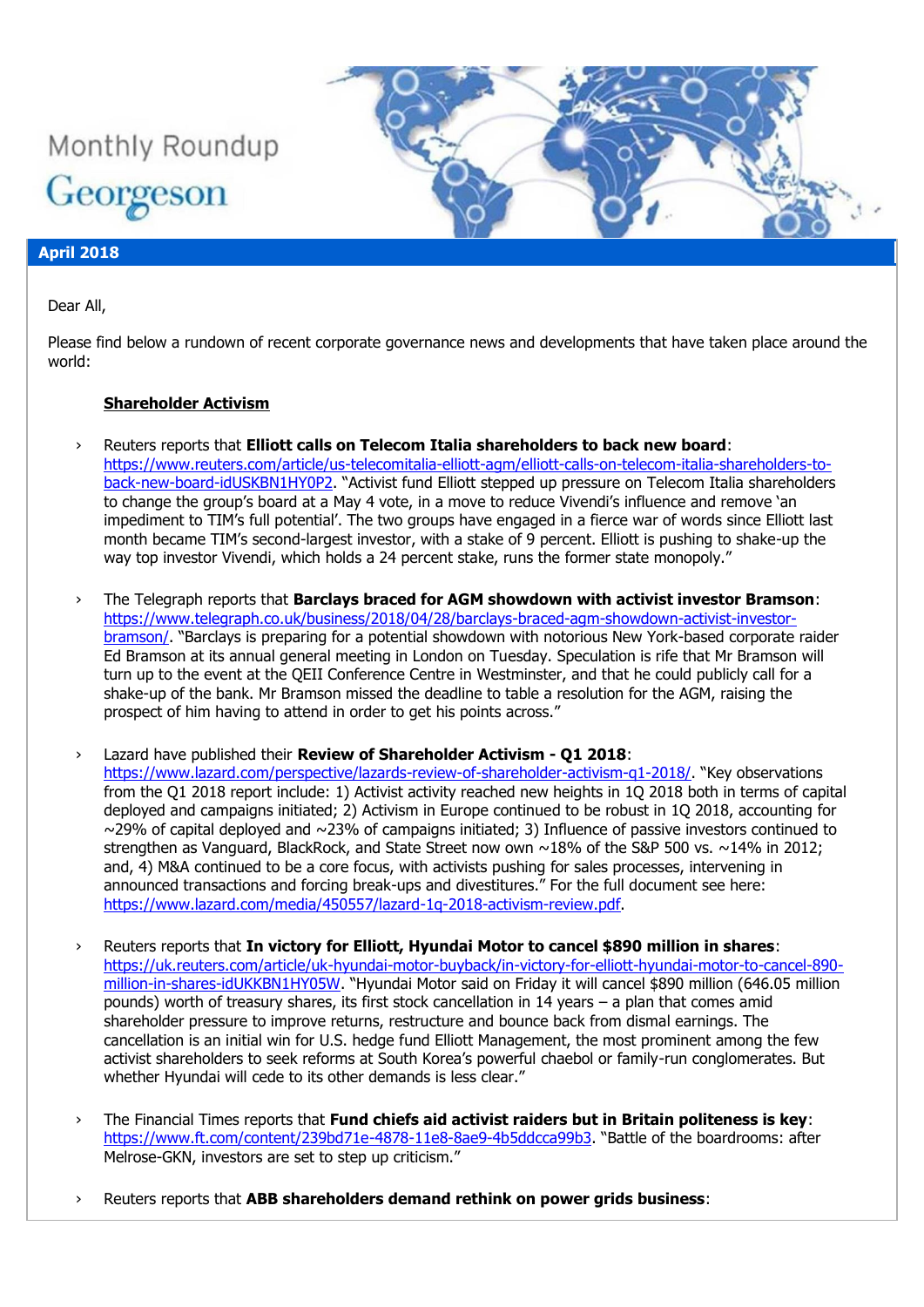# Monthly Roundup

## Georgeson

**April 2018**

Dear All,

Please find below a rundown of recent corporate governance news and developments that have taken place around the world:

### Shareholder Activism

- Reuters reports that **Elliott calls on Telecom Italia shareholders to back new board**: https://www.reuters.com/article/us-telecomitalia-elliott-agm/elliott-calls-on-telecom-italia-shareholders-to-back-new-board-idUSKBN1HY0P2. "Activist fund Elliott stepped up pressure on Telecom Italia shareholders to change the group's board at a May 4 vote, in a move to reduce Vivendi's influence and remove 'an impediment to TIM's full potential'. The two groups have engaged in a fierce war of words since Elliott last month became TIM's second-largest investor, with a stake of 9 percent. Elliott is pushing to shake-up the way top investor Vivendi, which holds a 24 percent stake, runs the former state monopoly."

- The Telegraph reports that **Barclays braced for AGM showdown with activist investor Bramson**: https://www.telegraph.co.uk/business/2018/04/28/barclays-braced-agm-showdown-activist-investor-bramson/. "Barclays is preparing for a potential showdown with notorious New York-based corporate raider Ed Bramson at its annual general meeting in London on Tuesday. Speculation is rife that Mr Bramson will turn up to the event at the QEII Conference Centre in Westminster, and that he could publicly call for a shake-up of the bank. Mr Bramson missed the deadline to table a resolution for the AGM, raising the prospect of him having to attend in order to get his points across."

- Lazard have published their **Review of Shareholder Activism - Q1 2018**: https://www.lazard.com/perspective/lazards-review-of-shareholder-activism-q1-2018/. "Key observations from the Q1 2018 report include: 1) Activist activity reached new heights in 1Q 2018 both in terms of capital deployed and campaigns initiated; 2) Activism in Europe continued to be robust in 1Q 2018, accounting for ~29% of capital deployed and ~23% of campaigns initiated; 3) Influence of passive investors continued to strengthen as Vanguard, BlackRock, and State Street now own ~18% of the S&P 500 vs. ~14% in 2012; and, 4) M&A continued to be a core focus, with activists pushing for sales processes, intervening in announced transactions and forcing break-ups and divestitures." For the full document see here: https://www.lazard.com/media/450557/lazard-1q-2018-activism-review.pdf.

- Reuters reports that **In victory for Elliott, Hyundai Motor to cancel $890 million in shares**: https://uk.reuters.com/article/uk-hyundai-motor-buyback/in-victory-for-elliott-hyundai-motor-to-cancel-890-million-in-shares-idUKKBN1HY05W. "Hyundai Motor said on Friday it will cancel $890 million (646.05 million pounds) worth of treasury shares, its first stock cancellation in 14 years – a plan that comes amid shareholder pressure to improve returns, restructure and bounce back from dismal earnings. The cancellation is an initial win for U.S. hedge fund Elliott Management, the most prominent among the few activist shareholders to seek reforms at South Korea's powerful chaebol or family-run conglomerates. But whether Hyundai will cede to its other demands is less clear."

- The Financial Times reports that **Fund chiefs aid activist raiders but in Britain politeness is key**: https://www.ft.com/content/239bd71e-4878-11e8-8ae9-4b5ddcca99b3. "Battle of the boardrooms: after Melrose-GKN, investors are set to step up criticism."

- Reuters reports that **ABB shareholders demand rethink on power grids business**: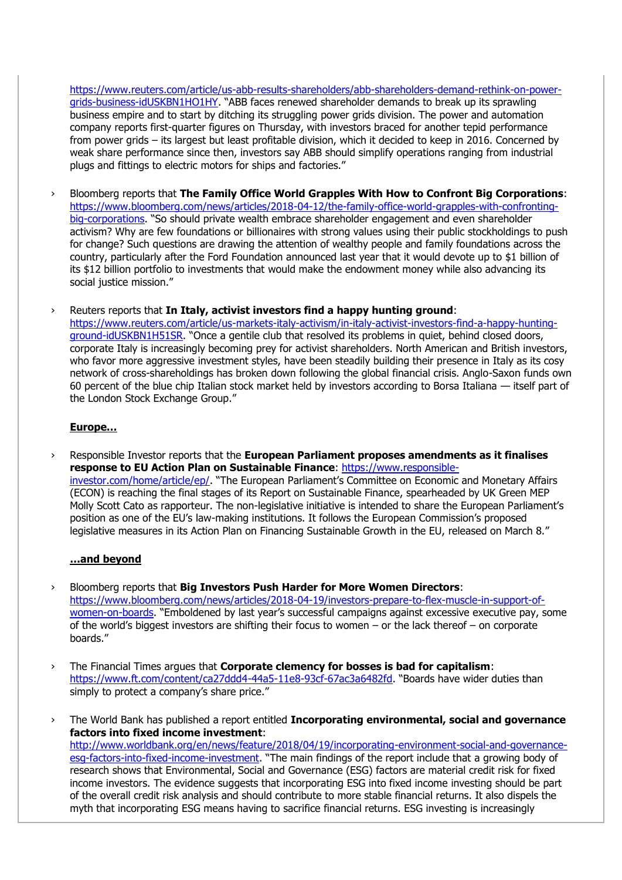https://www.reuters.com/article/us-abb-results-shareholders/abb-shareholders-demand-rethink-on-power-grids-business-idUSKBN1HO1HY. "ABB faces renewed shareholder demands to break up its sprawling business empire and to start by ditching its struggling power grids division. The power and automation company reports first-quarter figures on Thursday, with investors braced for another tepid performance from power grids – its largest but least profitable division, which it decided to keep in 2016. Concerned by weak share performance since then, investors say ABB should simplify operations ranging from industrial plugs and fittings to electric motors for ships and factories."

- Bloomberg reports that **The Family Office World Grapples With How to Confront Big Corporations**: https://www.bloomberg.com/news/articles/2018-04-12/the-family-office-world-grapples-with-confronting-big-corporations. "So should private wealth embrace shareholder engagement and even shareholder activism? Why are few foundations or billionaires with strong values using their public stockholdings to push for change? Such questions are drawing the attention of wealthy people and family foundations across the country, particularly after the Ford Foundation announced last year that it would devote up to $1 billion of its $12 billion portfolio to investments that would make the endowment money while also advancing its social justice mission."

- Reuters reports that **In Italy, activist investors find a happy hunting ground**: https://www.reuters.com/article/us-markets-italy-activism/in-italy-activist-investors-find-a-happy-hunting-ground-idUSKBN1H51SR. "Once a gentile club that resolved its problems in quiet, behind closed doors, corporate Italy is increasingly becoming prey for activist shareholders. North American and British investors, who favor more aggressive investment styles, have been steadily building their presence in Italy as its cosy network of cross-shareholdings has broken down following the global financial crisis. Anglo-Saxon funds own 60 percent of the blue chip Italian stock market held by investors according to Borsa Italiana — itself part of the London Stock Exchange Group."

**Europe…**

- Responsible Investor reports that the **European Parliament proposes amendments as it finalises response to EU Action Plan on Sustainable Finance**: https://www.responsible-investor.com/home/article/ep/. "The European Parliament's Committee on Economic and Monetary Affairs (ECON) is reaching the final stages of its Report on Sustainable Finance, spearheaded by UK Green MEP Molly Scott Cato as rapporteur. The non-legislative initiative is intended to share the European Parliament's position as one of the EU's law-making institutions. It follows the European Commission's proposed legislative measures in its Action Plan on Financing Sustainable Growth in the EU, released on March 8."

**…and beyond**

- Bloomberg reports that **Big Investors Push Harder for More Women Directors**: https://www.bloomberg.com/news/articles/2018-04-19/investors-prepare-to-flex-muscle-in-support-of-women-on-boards. "Emboldened by last year's successful campaigns against excessive executive pay, some of the world's biggest investors are shifting their focus to women – or the lack thereof – on corporate boards."

- The Financial Times argues that **Corporate clemency for bosses is bad for capitalism**: https://www.ft.com/content/ca27ddd4-44a5-11e8-93cf-67ac3a6482fd. "Boards have wider duties than simply to protect a company's share price."

- The World Bank has published a report entitled **Incorporating environmental, social and governance factors into fixed income investment**: http://www.worldbank.org/en/news/feature/2018/04/19/incorporating-environment-social-and-governance-esg-factors-into-fixed-income-investment. "The main findings of the report include that a growing body of research shows that Environmental, Social and Governance (ESG) factors are material credit risk for fixed income investors. The evidence suggests that incorporating ESG into fixed income investing should be part of the overall credit risk analysis and should contribute to more stable financial returns. It also dispels the myth that incorporating ESG means having to sacrifice financial returns. ESG investing is increasingly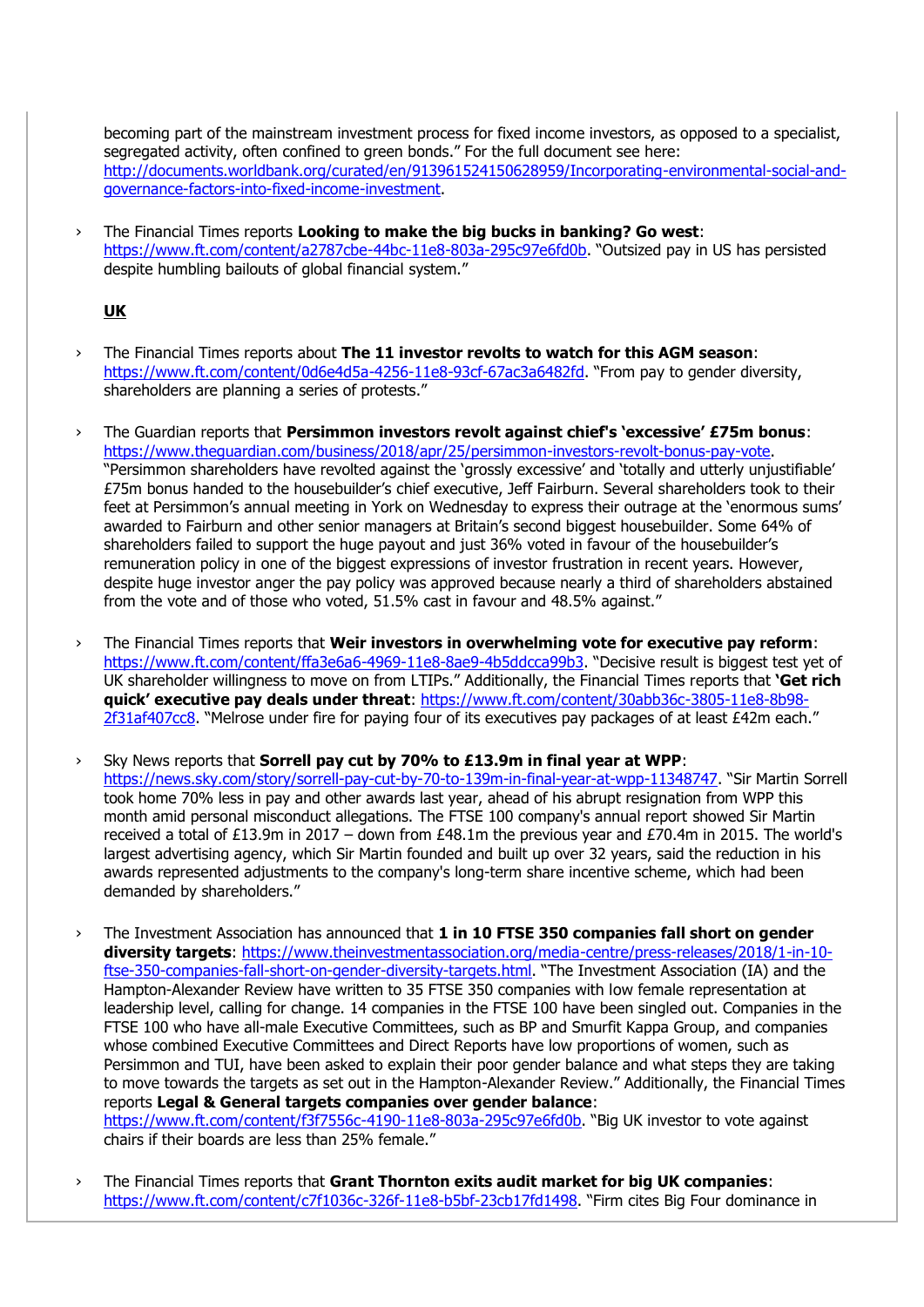becoming part of the mainstream investment process for fixed income investors, as opposed to a specialist, segregated activity, often confined to green bonds." For the full document see here: http://documents.worldbank.org/curated/en/913961524150628959/Incorporating-environmental-social-and-governance-factors-into-fixed-income-investment.

- The Financial Times reports **Looking to make the big bucks in banking? Go west**: https://www.ft.com/content/a2787cbe-44bc-11e8-803a-295c97e6fd0b. "Outsized pay in US has persisted despite humbling bailouts of global financial system."

**UK**

- The Financial Times reports about **The 11 investor revolts to watch for this AGM season**: https://www.ft.com/content/0d6e4d5a-4256-11e8-93cf-67ac3a6482fd. "From pay to gender diversity, shareholders are planning a series of protests."

- The Guardian reports that **Persimmon investors revolt against chief's 'excessive' £75m bonus**: https://www.theguardian.com/business/2018/apr/25/persimmon-investors-revolt-bonus-pay-vote. "Persimmon shareholders have revolted against the 'grossly excessive' and 'totally and utterly unjustifiable' £75m bonus handed to the housebuilder's chief executive, Jeff Fairburn. Several shareholders took to their feet at Persimmon's annual meeting in York on Wednesday to express their outrage at the 'enormous sums' awarded to Fairburn and other senior managers at Britain's second biggest housebuilder. Some 64% of shareholders failed to support the huge payout and just 36% voted in favour of the housebuilder's remuneration policy in one of the biggest expressions of investor frustration in recent years. However, despite huge investor anger the pay policy was approved because nearly a third of shareholders abstained from the vote and of those who voted, 51.5% cast in favour and 48.5% against."

- The Financial Times reports that **Weir investors in overwhelming vote for executive pay reform**: https://www.ft.com/content/ffa3e6a6-4969-11e8-8ae9-4b5ddcca99b3. "Decisive result is biggest test yet of UK shareholder willingness to move on from LTIPs." Additionally, the Financial Times reports that **'Get rich quick' executive pay deals under threat**: https://www.ft.com/content/30abb36c-3805-11e8-8b98-2f31af407cc8. "Melrose under fire for paying four of its executives pay packages of at least £42m each."

- Sky News reports that **Sorrell pay cut by 70% to £13.9m in final year at WPP**: https://news.sky.com/story/sorrell-pay-cut-by-70-to-139m-in-final-year-at-wpp-11348747. "Sir Martin Sorrell took home 70% less in pay and other awards last year, ahead of his abrupt resignation from WPP this month amid personal misconduct allegations. The FTSE 100 company's annual report showed Sir Martin received a total of £13.9m in 2017 – down from £48.1m the previous year and £70.4m in 2015. The world's largest advertising agency, which Sir Martin founded and built up over 32 years, said the reduction in his awards represented adjustments to the company's long-term share incentive scheme, which had been demanded by shareholders."

- The Investment Association has announced that **1 in 10 FTSE 350 companies fall short on gender diversity targets**: https://www.theinvestmentassociation.org/media-centre/press-releases/2018/1-in-10-ftse-350-companies-fall-short-on-gender-diversity-targets.html. "The Investment Association (IA) and the Hampton-Alexander Review have written to 35 FTSE 350 companies with low female representation at leadership level, calling for change. 14 companies in the FTSE 100 have been singled out. Companies in the FTSE 100 who have all-male Executive Committees, such as BP and Smurfit Kappa Group, and companies whose combined Executive Committees and Direct Reports have low proportions of women, such as Persimmon and TUI, have been asked to explain their poor gender balance and what steps they are taking to move towards the targets as set out in the Hampton-Alexander Review." Additionally, the Financial Times reports **Legal & General targets companies over gender balance**: https://www.ft.com/content/f3f7556c-4190-11e8-803a-295c97e6fd0b. "Big UK investor to vote against chairs if their boards are less than 25% female."

- The Financial Times reports that **Grant Thornton exits audit market for big UK companies**: https://www.ft.com/content/c7f1036c-326f-11e8-b5bf-23cb17fd1498. "Firm cites Big Four dominance in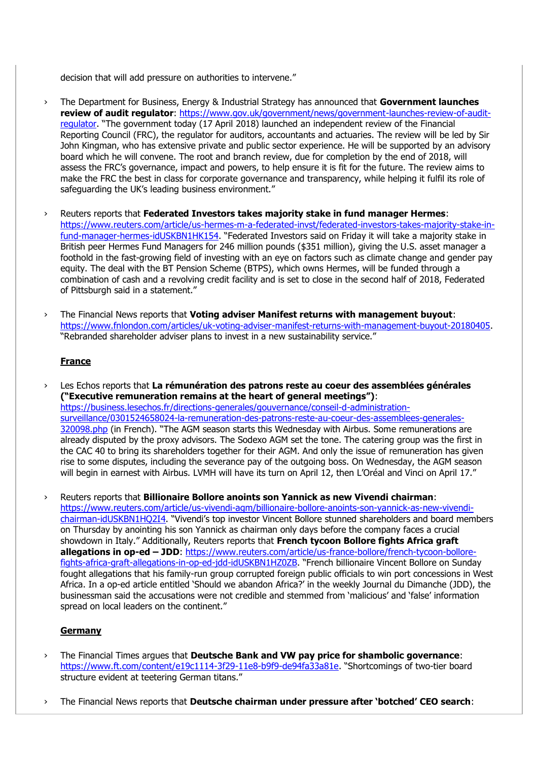decision that will add pressure on authorities to intervene."

- The Department for Business, Energy & Industrial Strategy has announced that **Government launches review of audit regulator**: https://www.gov.uk/government/news/government-launches-review-of-audit-regulator. "The government today (17 April 2018) launched an independent review of the Financial Reporting Council (FRC), the regulator for auditors, accountants and actuaries. The review will be led by Sir John Kingman, who has extensive private and public sector experience. He will be supported by an advisory board which he will convene. The root and branch review, due for completion by the end of 2018, will assess the FRC's governance, impact and powers, to help ensure it is fit for the future. The review aims to make the FRC the best in class for corporate governance and transparency, while helping it fulfil its role of safeguarding the UK's leading business environment."

- Reuters reports that **Federated Investors takes majority stake in fund manager Hermes**: https://www.reuters.com/article/us-hermes-m-a-federated-invst/federated-investors-takes-majority-stake-in-fund-manager-hermes-idUSKBN1HK154. "Federated Investors said on Friday it will take a majority stake in British peer Hermes Fund Managers for 246 million pounds ($351 million), giving the U.S. asset manager a foothold in the fast-growing field of investing with an eye on factors such as climate change and gender pay equity. The deal with the BT Pension Scheme (BTPS), which owns Hermes, will be funded through a combination of cash and a revolving credit facility and is set to close in the second half of 2018, Federated of Pittsburgh said in a statement."

- The Financial News reports that **Voting adviser Manifest returns with management buyout**: https://www.fnlondon.com/articles/uk-voting-adviser-manifest-returns-with-management-buyout-20180405. "Rebranded shareholder adviser plans to invest in a new sustainability service."

## France

- Les Echos reports that **La rémunération des patrons reste au coeur des assemblées générales ("Executive remuneration remains at the heart of general meetings")**: https://business.lesechos.fr/directions-generales/gouvernance/conseil-d-administration-surveillance/0301524658024-la-remuneration-des-patrons-reste-au-coeur-des-assemblees-generales-320098.php (in French). "The AGM season starts this Wednesday with Airbus. Some remunerations are already disputed by the proxy advisors. The Sodexo AGM set the tone. The catering group was the first in the CAC 40 to bring its shareholders together for their AGM. And only the issue of remuneration has given rise to some disputes, including the severance pay of the outgoing boss. On Wednesday, the AGM season will begin in earnest with Airbus. LVMH will have its turn on April 12, then L'Oréal and Vinci on April 17."

- Reuters reports that **Billionaire Bollore anoints son Yannick as new Vivendi chairman**: https://www.reuters.com/article/us-vivendi-agm/billionaire-bollore-anoints-son-yannick-as-new-vivendi-chairman-idUSKBN1HQ2I4. "Vivendi's top investor Vincent Bollore stunned shareholders and board members on Thursday by anointing his son Yannick as chairman only days before the company faces a crucial showdown in Italy." Additionally, Reuters reports that **French tycoon Bollore fights Africa graft allegations in op-ed – JDD**: https://www.reuters.com/article/us-france-bollore/french-tycoon-bollore-fights-africa-graft-allegations-in-op-ed-jdd-idUSKBN1HZ0ZB. "French billionaire Vincent Bollore on Sunday fought allegations that his family-run group corrupted foreign public officials to win port concessions in West Africa. In a op-ed article entitled 'Should we abandon Africa?' in the weekly Journal du Dimanche (JDD), the businessman said the accusations were not credible and stemmed from 'malicious' and 'false' information spread on local leaders on the continent."

## Germany

- The Financial Times argues that **Deutsche Bank and VW pay price for shambolic governance**: https://www.ft.com/content/e19c1114-3f29-11e8-b9f9-de94fa33a81e. "Shortcomings of two-tier board structure evident at teetering German titans."

- The Financial News reports that **Deutsche chairman under pressure after 'botched' CEO search**: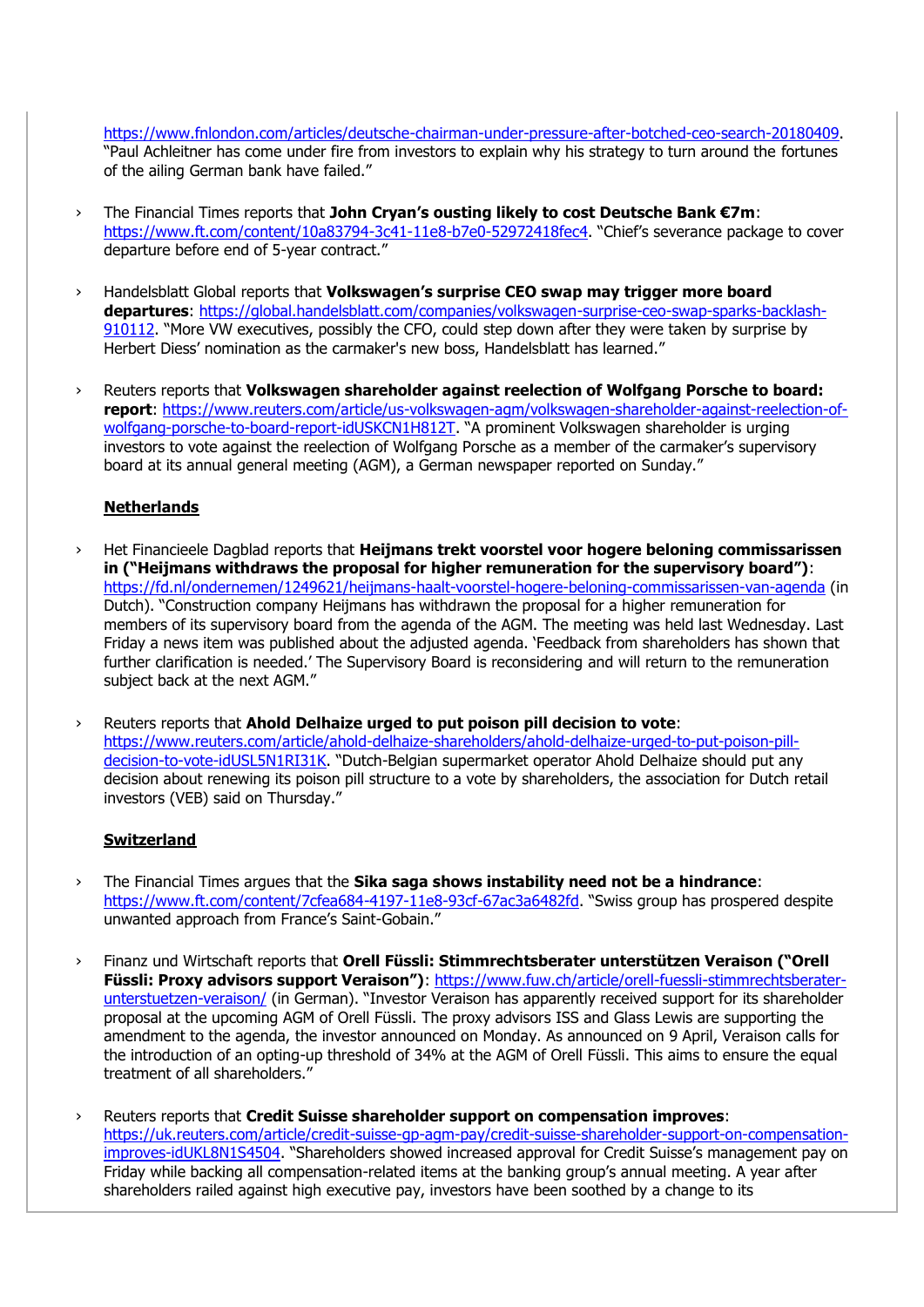https://www.fnlondon.com/articles/deutsche-chairman-under-pressure-after-botched-ceo-search-20180409. "Paul Achleitner has come under fire from investors to explain why his strategy to turn around the fortunes of the ailing German bank have failed."

› The Financial Times reports that **John Cryan's ousting likely to cost Deutsche Bank €7m**: https://www.ft.com/content/10a83794-3c41-11e8-b7e0-52972418fec4. "Chief's severance package to cover departure before end of 5-year contract."

› Handelsblatt Global reports that **Volkswagen's surprise CEO swap may trigger more board departures**: https://global.handelsblatt.com/companies/volkswagen-surprise-ceo-swap-sparks-backlash-910112. "More VW executives, possibly the CFO, could step down after they were taken by surprise by Herbert Diess' nomination as the carmaker's new boss, Handelsblatt has learned."

› Reuters reports that **Volkswagen shareholder against reelection of Wolfgang Porsche to board: report**: https://www.reuters.com/article/us-volkswagen-agm/volkswagen-shareholder-against-reelection-of-wolfgang-porsche-to-board-report-idUSKCN1H812T. "A prominent Volkswagen shareholder is urging investors to vote against the reelection of Wolfgang Porsche as a member of the carmaker's supervisory board at its annual general meeting (AGM), a German newspaper reported on Sunday."

**Netherlands**

› Het Financieele Dagblad reports that **Heijmans trekt voorstel voor hogere beloning commissarissen in ("Heijmans withdraws the proposal for higher remuneration for the supervisory board")**: https://fd.nl/ondernemen/1249621/heijmans-haalt-voorstel-hogere-beloning-commissarissen-van-agenda (in Dutch). "Construction company Heijmans has withdrawn the proposal for a higher remuneration for members of its supervisory board from the agenda of the AGM. The meeting was held last Wednesday. Last Friday a news item was published about the adjusted agenda. 'Feedback from shareholders has shown that further clarification is needed.' The Supervisory Board is reconsidering and will return to the remuneration subject back at the next AGM."

› Reuters reports that **Ahold Delhaize urged to put poison pill decision to vote**: https://www.reuters.com/article/ahold-delhaize-shareholders/ahold-delhaize-urged-to-put-poison-pill-decision-to-vote-idUSL5N1RI31K. "Dutch-Belgian supermarket operator Ahold Delhaize should put any decision about renewing its poison pill structure to a vote by shareholders, the association for Dutch retail investors (VEB) said on Thursday."

**Switzerland**

› The Financial Times argues that the **Sika saga shows instability need not be a hindrance**: https://www.ft.com/content/7cfea684-4197-11e8-93cf-67ac3a6482fd. "Swiss group has prospered despite unwanted approach from France's Saint-Gobain."

› Finanz und Wirtschaft reports that **Orell Füssli: Stimmrechtsberater unterstützen Veraison ("Orell Füssli: Proxy advisors support Veraison")**: https://www.fuw.ch/article/orell-fuessli-stimmrechtsberater-unterstuetzen-veraison/ (in German). "Investor Veraison has apparently received support for its shareholder proposal at the upcoming AGM of Orell Füssli. The proxy advisors ISS and Glass Lewis are supporting the amendment to the agenda, the investor announced on Monday. As announced on 9 April, Veraison calls for the introduction of an opting-up threshold of 34% at the AGM of Orell Füssli. This aims to ensure the equal treatment of all shareholders."

› Reuters reports that **Credit Suisse shareholder support on compensation improves**: https://uk.reuters.com/article/credit-suisse-gp-agm-pay/credit-suisse-shareholder-support-on-compensation-improves-idUKL8N1S4504. "Shareholders showed increased approval for Credit Suisse's management pay on Friday while backing all compensation-related items at the banking group's annual meeting. A year after shareholders railed against high executive pay, investors have been soothed by a change to its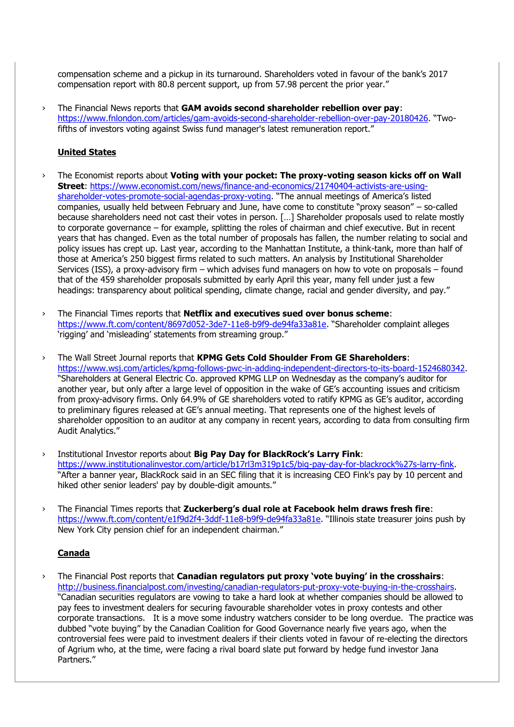compensation scheme and a pickup in its turnaround. Shareholders voted in favour of the bank's 2017 compensation report with 80.8 percent support, up from 57.98 percent the prior year."

› The Financial News reports that **GAM avoids second shareholder rebellion over pay**: https://www.fnlondon.com/articles/gam-avoids-second-shareholder-rebellion-over-pay-20180426. "Two-fifths of investors voting against Swiss fund manager's latest remuneration report."

**United States**

› The Economist reports about **Voting with your pocket: The proxy-voting season kicks off on Wall Street**: https://www.economist.com/news/finance-and-economics/21740404-activists-are-using-shareholder-votes-promote-social-agendas-proxy-voting. "The annual meetings of America's listed companies, usually held between February and June, have come to constitute "proxy season" – so-called because shareholders need not cast their votes in person. […] Shareholder proposals used to relate mostly to corporate governance – for example, splitting the roles of chairman and chief executive. But in recent years that has changed. Even as the total number of proposals has fallen, the number relating to social and policy issues has crept up. Last year, according to the Manhattan Institute, a think-tank, more than half of those at America's 250 biggest firms related to such matters. An analysis by Institutional Shareholder Services (ISS), a proxy-advisory firm – which advises fund managers on how to vote on proposals – found that of the 459 shareholder proposals submitted by early April this year, many fell under just a few headings: transparency about political spending, climate change, racial and gender diversity, and pay."

› The Financial Times reports that **Netflix and executives sued over bonus scheme**: https://www.ft.com/content/8697d052-3de7-11e8-b9f9-de94fa33a81e. "Shareholder complaint alleges 'rigging' and 'misleading' statements from streaming group."

› The Wall Street Journal reports that **KPMG Gets Cold Shoulder From GE Shareholders**: https://www.wsj.com/articles/kpmg-follows-pwc-in-adding-independent-directors-to-its-board-1524680342. "Shareholders at General Electric Co. approved KPMG LLP on Wednesday as the company's auditor for another year, but only after a large level of opposition in the wake of GE's accounting issues and criticism from proxy-advisory firms. Only 64.9% of GE shareholders voted to ratify KPMG as GE's auditor, according to preliminary figures released at GE's annual meeting. That represents one of the highest levels of shareholder opposition to an auditor at any company in recent years, according to data from consulting firm Audit Analytics."

› Institutional Investor reports about **Big Pay Day for BlackRock's Larry Fink**: https://www.institutionalinvestor.com/article/b17rl3m319p1c5/big-pay-day-for-blackrock%27s-larry-fink. "After a banner year, BlackRock said in an SEC filing that it is increasing CEO Fink's pay by 10 percent and hiked other senior leaders' pay by double-digit amounts."

› The Financial Times reports that **Zuckerberg's dual role at Facebook helm draws fresh fire**: https://www.ft.com/content/e1f9d2f4-3ddf-11e8-b9f9-de94fa33a81e. "Illinois state treasurer joins push by New York City pension chief for an independent chairman."

**Canada**

› The Financial Post reports that **Canadian regulators put proxy 'vote buying' in the crosshairs**: http://business.financialpost.com/investing/canadian-regulators-put-proxy-vote-buying-in-the-crosshairs. "Canadian securities regulators are vowing to take a hard look at whether companies should be allowed to pay fees to investment dealers for securing favourable shareholder votes in proxy contests and other corporate transactions. It is a move some industry watchers consider to be long overdue. The practice was dubbed "vote buying" by the Canadian Coalition for Good Governance nearly five years ago, when the controversial fees were paid to investment dealers if their clients voted in favour of re-electing the directors of Agrium who, at the time, were facing a rival board slate put forward by hedge fund investor Jana Partners."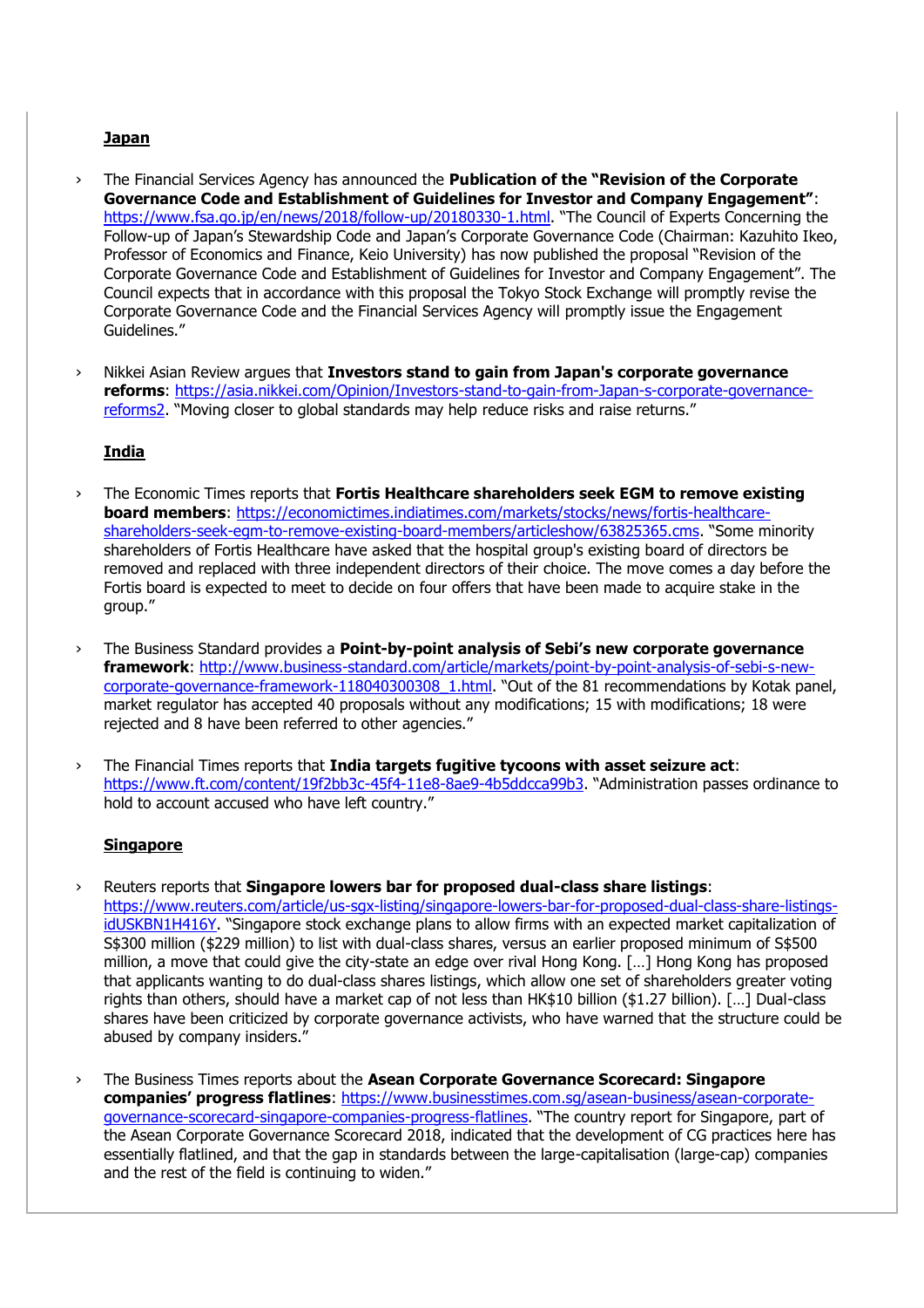## Japan

- The Financial Services Agency has announced the **Publication of the "Revision of the Corporate Governance Code and Establishment of Guidelines for Investor and Company Engagement"**: https://www.fsa.go.jp/en/news/2018/follow-up/20180330-1.html. "The Council of Experts Concerning the Follow-up of Japan's Stewardship Code and Japan's Corporate Governance Code (Chairman: Kazuhito Ikeo, Professor of Economics and Finance, Keio University) has now published the proposal "Revision of the Corporate Governance Code and Establishment of Guidelines for Investor and Company Engagement". The Council expects that in accordance with this proposal the Tokyo Stock Exchange will promptly revise the Corporate Governance Code and the Financial Services Agency will promptly issue the Engagement Guidelines."

- Nikkei Asian Review argues that **Investors stand to gain from Japan's corporate governance reforms**: https://asia.nikkei.com/Opinion/Investors-stand-to-gain-from-Japan-s-corporate-governance-reforms2. "Moving closer to global standards may help reduce risks and raise returns."

## India

- The Economic Times reports that **Fortis Healthcare shareholders seek EGM to remove existing board members**: https://economictimes.indiatimes.com/markets/stocks/news/fortis-healthcare-shareholders-seek-egm-to-remove-existing-board-members/articleshow/63825365.cms. "Some minority shareholders of Fortis Healthcare have asked that the hospital group's existing board of directors be removed and replaced with three independent directors of their choice. The move comes a day before the Fortis board is expected to meet to decide on four offers that have been made to acquire stake in the group."

- The Business Standard provides a **Point-by-point analysis of Sebi's new corporate governance framework**: http://www.business-standard.com/article/markets/point-by-point-analysis-of-sebi-s-new-corporate-governance-framework-118040300308_1.html. "Out of the 81 recommendations by Kotak panel, market regulator has accepted 40 proposals without any modifications; 15 with modifications; 18 were rejected and 8 have been referred to other agencies."

- The Financial Times reports that **India targets fugitive tycoons with asset seizure act**: https://www.ft.com/content/19f2bb3c-45f4-11e8-8ae9-4b5ddcca99b3. "Administration passes ordinance to hold to account accused who have left country."

## Singapore

- Reuters reports that **Singapore lowers bar for proposed dual-class share listings**: https://www.reuters.com/article/us-sgx-listing/singapore-lowers-bar-for-proposed-dual-class-share-listings-idUSKBN1H416Y. "Singapore stock exchange plans to allow firms with an expected market capitalization of S$300 million ($229 million) to list with dual-class shares, versus an earlier proposed minimum of S$500 million, a move that could give the city-state an edge over rival Hong Kong. […] Hong Kong has proposed that applicants wanting to do dual-class shares listings, which allow one set of shareholders greater voting rights than others, should have a market cap of not less than HK$10 billion ($1.27 billion). […] Dual-class shares have been criticized by corporate governance activists, who have warned that the structure could be abused by company insiders."

- The Business Times reports about the **Asean Corporate Governance Scorecard: Singapore companies' progress flatlines**: https://www.businesstimes.com.sg/asean-business/asean-corporate-governance-scorecard-singapore-companies-progress-flatlines. "The country report for Singapore, part of the Asean Corporate Governance Scorecard 2018, indicated that the development of CG practices here has essentially flatlined, and that the gap in standards between the large-capitalisation (large-cap) companies and the rest of the field is continuing to widen."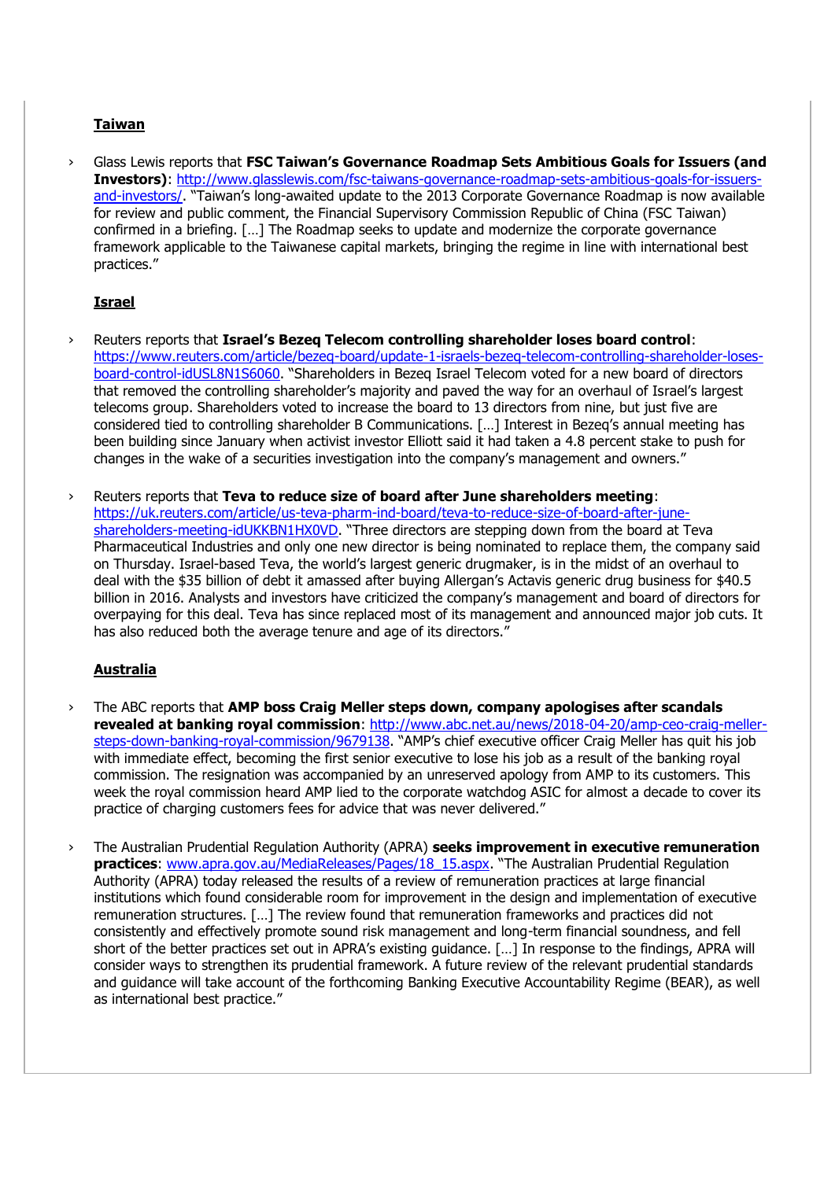## Taiwan

› Glass Lewis reports that **FSC Taiwan's Governance Roadmap Sets Ambitious Goals for Issuers (and Investors)**: http://www.glasslewis.com/fsc-taiwans-governance-roadmap-sets-ambitious-goals-for-issuers-and-investors/. "Taiwan's long-awaited update to the 2013 Corporate Governance Roadmap is now available for review and public comment, the Financial Supervisory Commission Republic of China (FSC Taiwan) confirmed in a briefing. […] The Roadmap seeks to update and modernize the corporate governance framework applicable to the Taiwanese capital markets, bringing the regime in line with international best practices."

## Israel

› Reuters reports that **Israel's Bezeq Telecom controlling shareholder loses board control**: https://www.reuters.com/article/bezeq-board/update-1-israels-bezeq-telecom-controlling-shareholder-loses-board-control-idUSL8N1S6060. "Shareholders in Bezeq Israel Telecom voted for a new board of directors that removed the controlling shareholder's majority and paved the way for an overhaul of Israel's largest telecoms group. Shareholders voted to increase the board to 13 directors from nine, but just five are considered tied to controlling shareholder B Communications. […] Interest in Bezeq's annual meeting has been building since January when activist investor Elliott said it had taken a 4.8 percent stake to push for changes in the wake of a securities investigation into the company's management and owners."

› Reuters reports that **Teva to reduce size of board after June shareholders meeting**: https://uk.reuters.com/article/us-teva-pharm-ind-board/teva-to-reduce-size-of-board-after-june-shareholders-meeting-idUKKBN1HX0VD. "Three directors are stepping down from the board at Teva Pharmaceutical Industries and only one new director is being nominated to replace them, the company said on Thursday. Israel-based Teva, the world's largest generic drugmaker, is in the midst of an overhaul to deal with the $35 billion of debt it amassed after buying Allergan's Actavis generic drug business for $40.5 billion in 2016. Analysts and investors have criticized the company's management and board of directors for overpaying for this deal. Teva has since replaced most of its management and announced major job cuts. It has also reduced both the average tenure and age of its directors."

## Australia

› The ABC reports that **AMP boss Craig Meller steps down, company apologises after scandals revealed at banking royal commission**: http://www.abc.net.au/news/2018-04-20/amp-ceo-craig-meller-steps-down-banking-royal-commission/9679138. "AMP's chief executive officer Craig Meller has quit his job with immediate effect, becoming the first senior executive to lose his job as a result of the banking royal commission. The resignation was accompanied by an unreserved apology from AMP to its customers. This week the royal commission heard AMP lied to the corporate watchdog ASIC for almost a decade to cover its practice of charging customers fees for advice that was never delivered."

› The Australian Prudential Regulation Authority (APRA) **seeks improvement in executive remuneration practices**: www.apra.gov.au/MediaReleases/Pages/18_15.aspx. "The Australian Prudential Regulation Authority (APRA) today released the results of a review of remuneration practices at large financial institutions which found considerable room for improvement in the design and implementation of executive remuneration structures. […] The review found that remuneration frameworks and practices did not consistently and effectively promote sound risk management and long-term financial soundness, and fell short of the better practices set out in APRA's existing guidance. […] In response to the findings, APRA will consider ways to strengthen its prudential framework. A future review of the relevant prudential standards and guidance will take account of the forthcoming Banking Executive Accountability Regime (BEAR), as well as international best practice."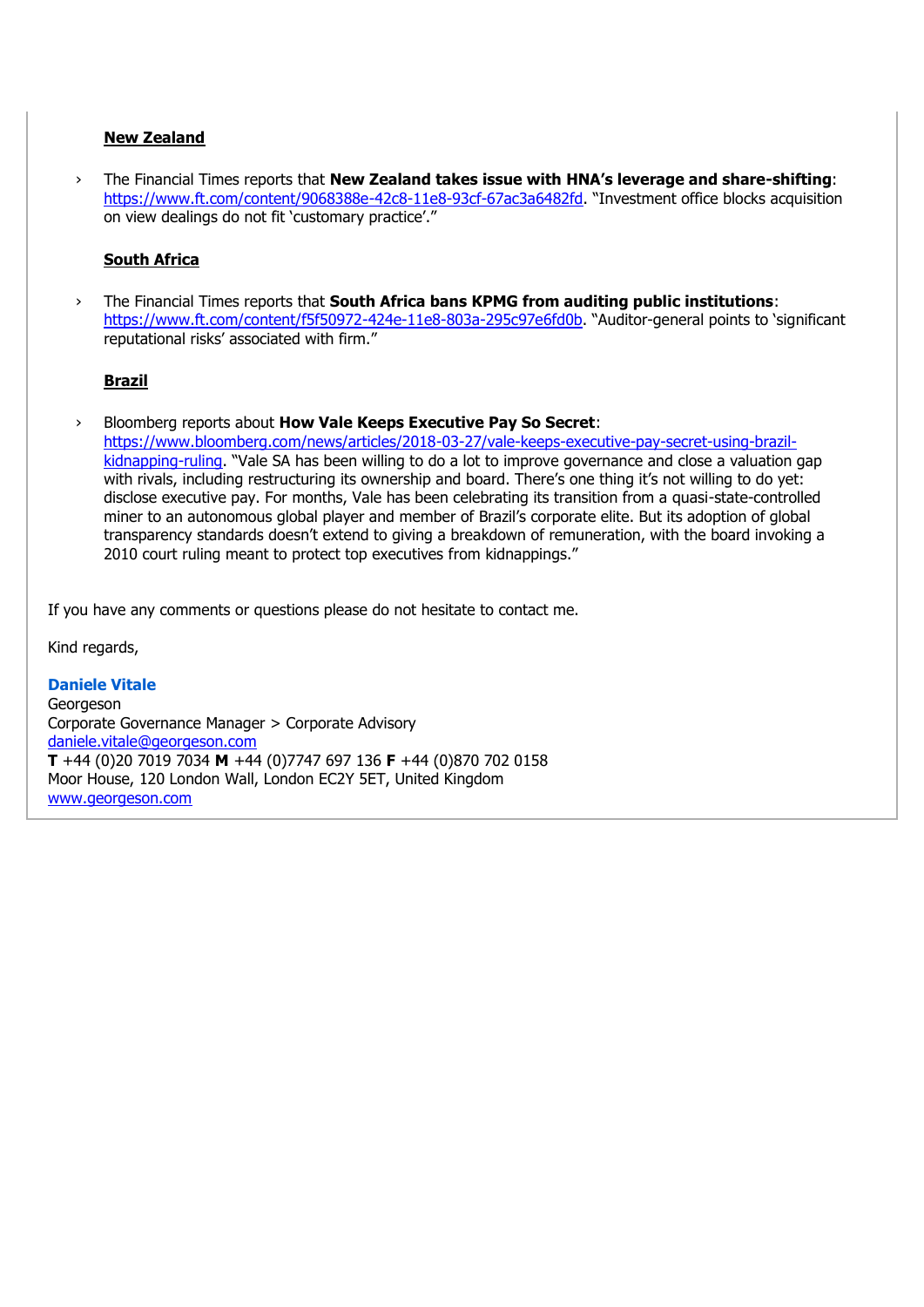**New Zealand**

- The Financial Times reports that **New Zealand takes issue with HNA's leverage and share-shifting**: https://www.ft.com/content/9068388e-42c8-11e8-93cf-67ac3a6482fd. "Investment office blocks acquisition on view dealings do not fit 'customary practice'."

**South Africa**

- The Financial Times reports that **South Africa bans KPMG from auditing public institutions**: https://www.ft.com/content/f5f50972-424e-11e8-803a-295c97e6fd0b. "Auditor-general points to 'significant reputational risks' associated with firm."

**Brazil**

- Bloomberg reports about **How Vale Keeps Executive Pay So Secret**: https://www.bloomberg.com/news/articles/2018-03-27/vale-keeps-executive-pay-secret-using-brazil-kidnapping-ruling. "Vale SA has been willing to do a lot to improve governance and close a valuation gap with rivals, including restructuring its ownership and board. There's one thing it's not willing to do yet: disclose executive pay. For months, Vale has been celebrating its transition from a quasi-state-controlled miner to an autonomous global player and member of Brazil's corporate elite. But its adoption of global transparency standards doesn't extend to giving a breakdown of remuneration, with the board invoking a 2010 court ruling meant to protect top executives from kidnappings."

If you have any comments or questions please do not hesitate to contact me.

Kind regards,

**Daniele Vitale**
Georgeson
Corporate Governance Manager > Corporate Advisory
daniele.vitale@georgeson.com
**T** +44 (0)20 7019 7034 **M** +44 (0)7747 697 136 **F** +44 (0)870 702 0158
Moor House, 120 London Wall, London EC2Y 5ET, United Kingdom
www.georgeson.com